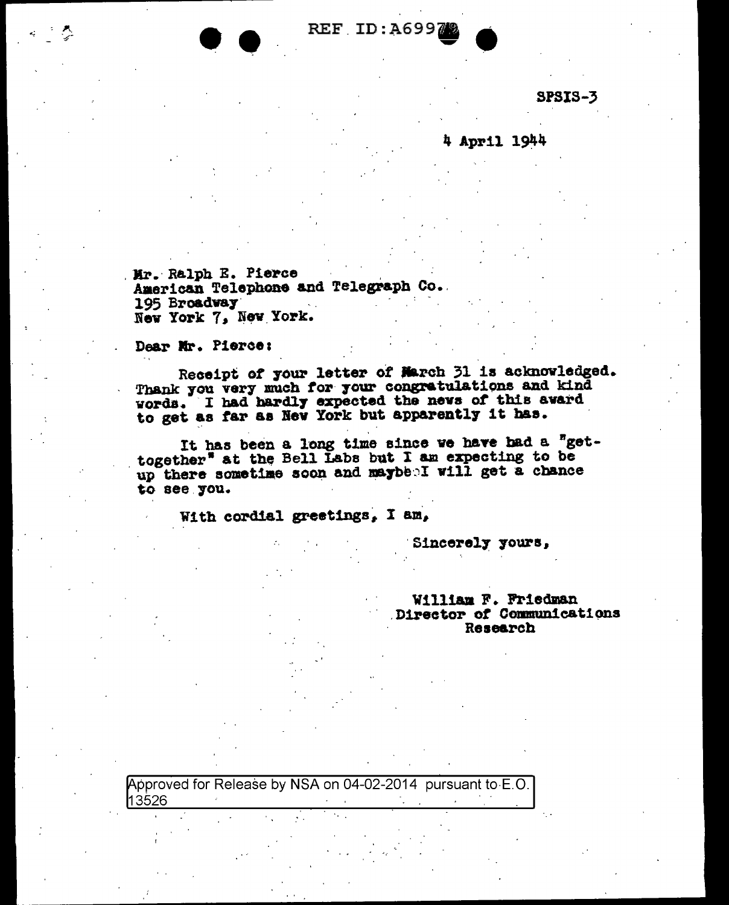SPSIS-3

4 April 1944

Mr. Ralph E. Pierce
American Telephone and Telegraph Co.
195 Broadway
New York 7, New York.

Dear Mr. Pierce:

Receipt of your letter of March 31 is acknowledged. Thank you very much for your congratulations and kind words. I had hardly expected the news of this award to get as far as New York but apparently it has.

It has been a long time since we have had a "get-together" at the Bell Labs but I am expecting to be up there sometime soon and maybe I will get a chance to see you.

With cordial greetings, I am,

Sincerely yours,

William F. Friedman
Director of Communications Research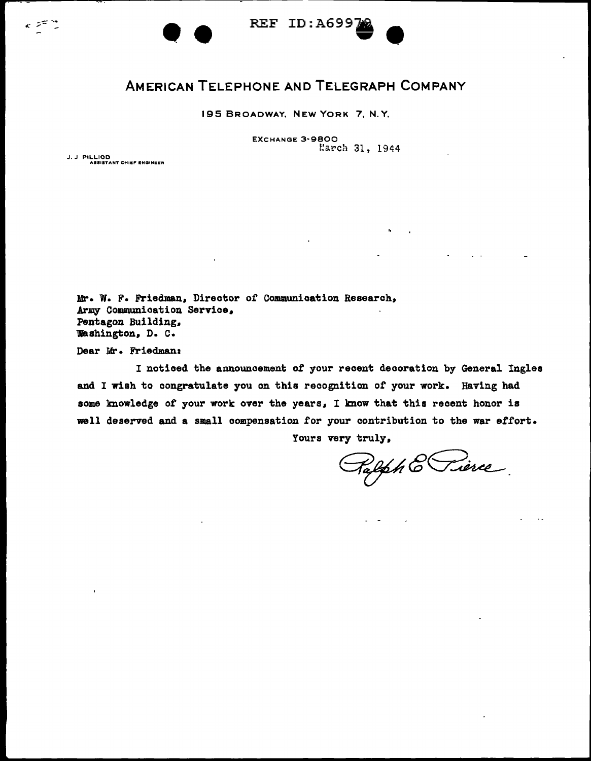REF ID:A69979

# AMERICAN TELEPHONE AND TELEGRAPH COMPANY

195 BROADWAY, NEW YORK 7, N.Y.

EXCHANGE 3-9800

March 31, 1944

J. J. PILLIOD
ASSISTANT CHIEF ENGINEER

Mr. W. F. Friedman, Director of Communication Research,
Army Communication Service,
Pentagon Building,
Washington, D. C.

Dear Mr. Friedman:

I noticed the announcement of your recent decoration by General Ingles and I wish to congratulate you on this recognition of your work. Having had some knowledge of your work over the years, I know that this recent honor is well deserved and a small compensation for your contribution to the war effort.

Yours very truly,

Ralph E Pierce